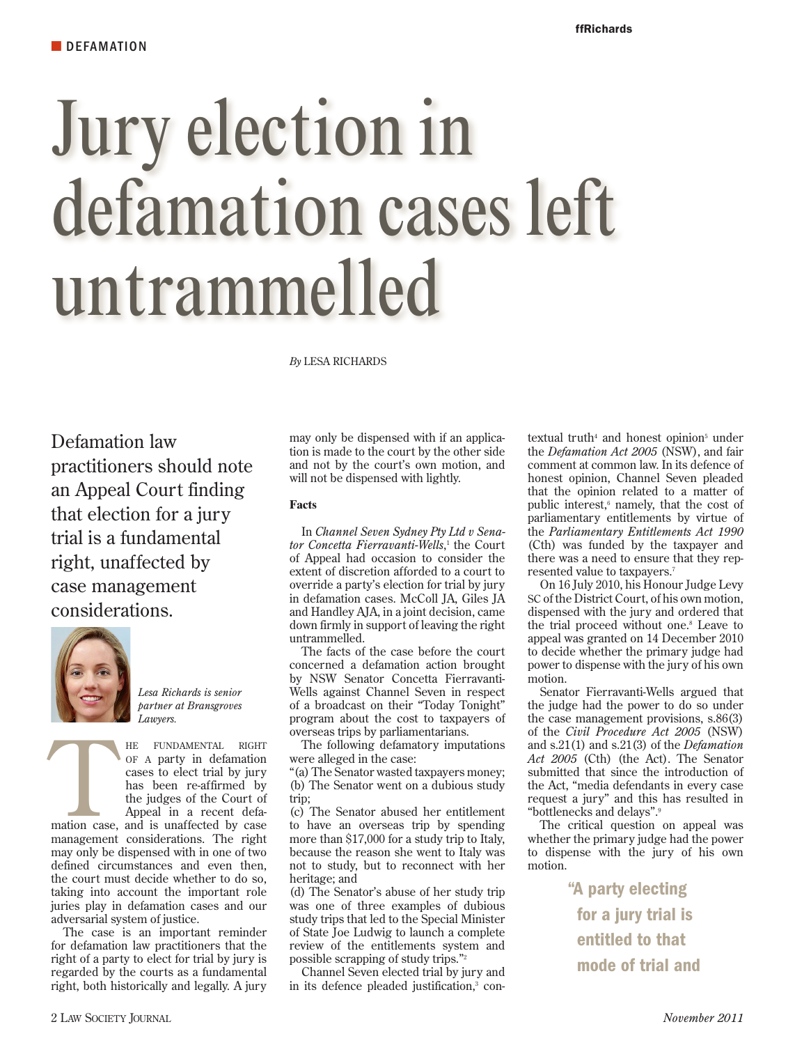DEFAMATION

# Jury election in defamation cases left untrammelled

*By* LESA RICHARDS

Defamation law practitioners should note an Appeal Court finding that election for a jury trial is a fundamental right, unaffected by case management considerations.

*Lesa Richards is senior partner at Bransgroves Lawyers.*

THE FUNDAMENTAL RIGHT OF A party in defamation cases to elect trial by jury has been re-affirmed by the judges of the Court of Appeal in a recent defamation case, and is unaffected by case management considerations. The right may only be dispensed with in one of two defined circumstances and even then, the court must decide whether to do so, taking into account the important role juries play in defamation cases and our adversarial system of justice.

The case is an important reminder for defamation law practitioners that the right of a party to elect for trial by jury is regarded by the courts as a fundamental right, both historically and legally. A jury may only be dispensed with if an application is made to the court by the other side and not by the court's own motion, and will not be dispensed with lightly.

**Facts**

In *Channel Seven Sydney Pty Ltd v Senator Concetta Fierravanti-Wells*,[1] the Court of Appeal had occasion to consider the extent of discretion afforded to a court to override a party's election for trial by jury in defamation cases. McColl JA, Giles JA and Handley AJA, in a joint decision, came down firmly in support of leaving the right untrammelled.

The facts of the case before the court concerned a defamation action brought by NSW Senator Concetta Fierravanti-Wells against Channel Seven in respect of a broadcast on their "Today Tonight" program about the cost to taxpayers of overseas trips by parliamentarians.

The following defamatory imputations were alleged in the case:

"(a) The Senator wasted taxpayers money;
(b) The Senator went on a dubious study trip;
(c) The Senator abused her entitlement to have an overseas trip by spending more than $17,000 for a study trip to Italy, because the reason she went to Italy was not to study, but to reconnect with her heritage; and
(d) The Senator's abuse of her study trip was one of three examples of dubious study trips that led to the Special Minister of State Joe Ludwig to launch a complete review of the entitlements system and possible scrapping of study trips."[2]

Channel Seven elected trial by jury and in its defence pleaded justification,[3] contextual truth[4] and honest opinion[5] under the *Defamation Act 2005* (NSW), and fair comment at common law. In its defence of honest opinion, Channel Seven pleaded that the opinion related to a matter of public interest,[6] namely, that the cost of parliamentary entitlements by virtue of the *Parliamentary Entitlements Act 1990* (Cth) was funded by the taxpayer and there was a need to ensure that they represented value to taxpayers.[7]

On 16 July 2010, his Honour Judge Levy SC of the District Court, of his own motion, dispensed with the jury and ordered that the trial proceed without one.[8] Leave to appeal was granted on 14 December 2010 to decide whether the primary judge had power to dispense with the jury of his own motion.

Senator Fierravanti-Wells argued that the judge had the power to do so under the case management provisions, s.86(3) of the *Civil Procedure Act 2005* (NSW) and s.21(1) and s.21(3) of the *Defamation Act 2005* (Cth) (the Act). The Senator submitted that since the introduction of the Act, "media defendants in every case request a jury" and this has resulted in "bottlenecks and delays".[9]

The critical question on appeal was whether the primary judge had the power to dispense with the jury of his own motion.

"A party electing for a jury trial is entitled to that mode of trial and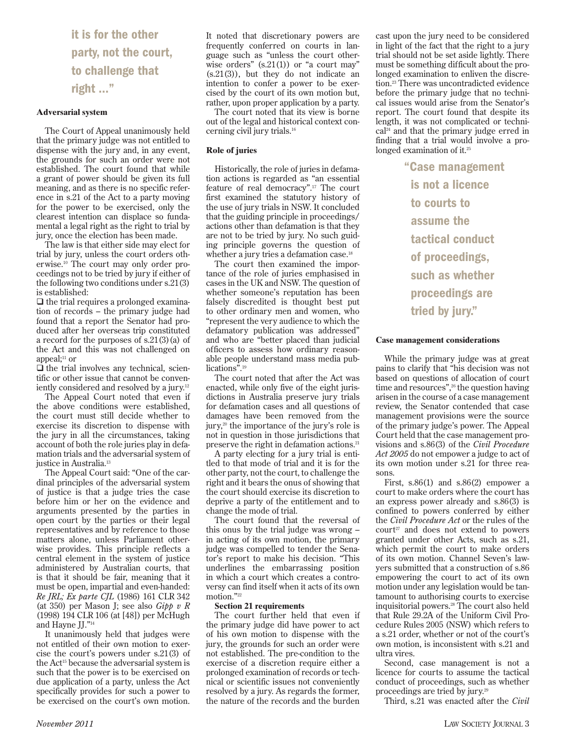it is for the other party, not the court, to challenge that right …"

### Adversarial system

The Court of Appeal unanimously held that the primary judge was not entitled to dispense with the jury and, in any event, the grounds for such an order were not established. The court found that while a grant of power should be given its full meaning, and as there is no specific reference in s.21 of the Act to a party moving for the power to be exercised, only the clearest intention can displace so fundamental a legal right as the right to trial by jury, once the election has been made.

The law is that either side may elect for trial by jury, unless the court orders otherwise.[10] The court may only order proceedings not to be tried by jury if either of the following two conditions under s.21(3) is established:

- the trial requires a prolonged examination of records – the primary judge had found that a report the Senator had produced after her overseas trip constituted a record for the purposes of s.21(3)(a) of the Act and this was not challenged on appeal;[11] or
- the trial involves any technical, scientific or other issue that cannot be conveniently considered and resolved by a jury.[12]

The Appeal Court noted that even if the above conditions were established, the court must still decide whether to exercise its discretion to dispense with the jury in all the circumstances, taking account of both the role juries play in defamation trials and the adversarial system of justice in Australia.[13]

The Appeal Court said: "One of the cardinal principles of the adversarial system of justice is that a judge tries the case before him or her on the evidence and arguments presented by the parties in open court by the parties or their legal representatives and by reference to those matters alone, unless Parliament otherwise provides. This principle reflects a central element in the system of justice administered by Australian courts, that is that it should be fair, meaning that it must be open, impartial and even-handed: *Re JRL; Ex parte CJL* (1986) 161 CLR 342 (at 350) per Mason J; see also *Gipp v R* (1998) 194 CLR 106 (at [48]) per McHugh and Hayne JJ."[14]

It unanimously held that judges were not entitled of their own motion to exercise the court's powers under s.21(3) of the Act[15] because the adversarial system is such that the power is to be exercised on due application of a party, unless the Act specifically provides for such a power to be exercised on the court's own motion. It noted that discretionary powers are frequently conferred on courts in language such as "unless the court otherwise orders" (s.21(1)) or "a court may" (s.21(3)), but they do not indicate an intention to confer a power to be exercised by the court of its own motion but, rather, upon proper application by a party.

The court noted that its view is borne out of the legal and historical context concerning civil jury trials.[16]

### Role of juries

Historically, the role of juries in defamation actions is regarded as "an essential feature of real democracy".[17] The court first examined the statutory history of the use of jury trials in NSW. It concluded that the guiding principle in proceedings/actions other than defamation is that they are not to be tried by jury. No such guiding principle governs the question of whether a jury tries a defamation case.[18]

The court then examined the importance of the role of juries emphasised in cases in the UK and NSW. The question of whether someone's reputation has been falsely discredited is thought best put to other ordinary men and women, who "represent the very audience to which the defamatory publication was addressed" and who are "better placed than judicial officers to assess how ordinary reasonable people understand mass media publications".[19]

The court noted that after the Act was enacted, while only five of the eight jurisdictions in Australia preserve jury trials for defamation cases and all questions of damages have been removed from the jury,[20] the importance of the jury's role is not in question in those jurisdictions that preserve the right in defamation actions.[21]

A party electing for a jury trial is entitled to that mode of trial and it is for the other party, not the court, to challenge the right and it bears the onus of showing that the court should exercise its discretion to deprive a party of the entitlement and to change the mode of trial.

The court found that the reversal of this onus by the trial judge was wrong – in acting of its own motion, the primary judge was compelled to tender the Senator's report to make his decision. "This underlines the embarrassing position in which a court which creates a controversy can find itself when it acts of its own motion."[22]

### Section 21 requirements

The court further held that even if the primary judge did have power to act of his own motion to dispense with the jury, the grounds for such an order were not established. The pre-condition to the exercise of a discretion require either a prolonged examination of records or technical or scientific issues not conveniently resolved by a jury. As regards the former, the nature of the records and the burden cast upon the jury need to be considered in light of the fact that the right to a jury trial should not be set aside lightly. There must be something difficult about the prolonged examination to enliven the discretion.[23] There was uncontradicted evidence before the primary judge that no technical issues would arise from the Senator's report. The court found that despite its length, it was not complicated or technical[24] and that the primary judge erred in finding that a trial would involve a prolonged examination of it.[25]

"Case management is not a licence to courts to assume the tactical conduct of proceedings, such as whether proceedings are tried by jury."

### Case management considerations

While the primary judge was at great pains to clarify that "his decision was not based on questions of allocation of court time and resources",[26] the question having arisen in the course of a case management review, the Senator contended that case management provisions were the source of the primary judge's power. The Appeal Court held that the case management provisions and s.86(3) of the *Civil Procedure Act 2005* do not empower a judge to act of its own motion under s.21 for three reasons.

First, s.86(1) and s.86(2) empower a court to make orders where the court has an express power already and s.86(3) is confined to powers conferred by either the *Civil Procedure Act* or the rules of the court[27] and does not extend to powers granted under other Acts, such as s.21, which permit the court to make orders of its own motion. Channel Seven's lawyers submitted that a construction of s.86 empowering the court to act of its own motion under any legislation would be tantamount to authorising courts to exercise inquisitorial powers.[28] The court also held that Rule 29.2A of the Uniform Civil Procedure Rules 2005 (NSW) which refers to a s.21 order, whether or not of the court's own motion, is inconsistent with s.21 and ultra vires.

Second, case management is not a licence for courts to assume the tactical conduct of proceedings, such as whether proceedings are tried by jury.[29]

Third, s.21 was enacted after the *Civil*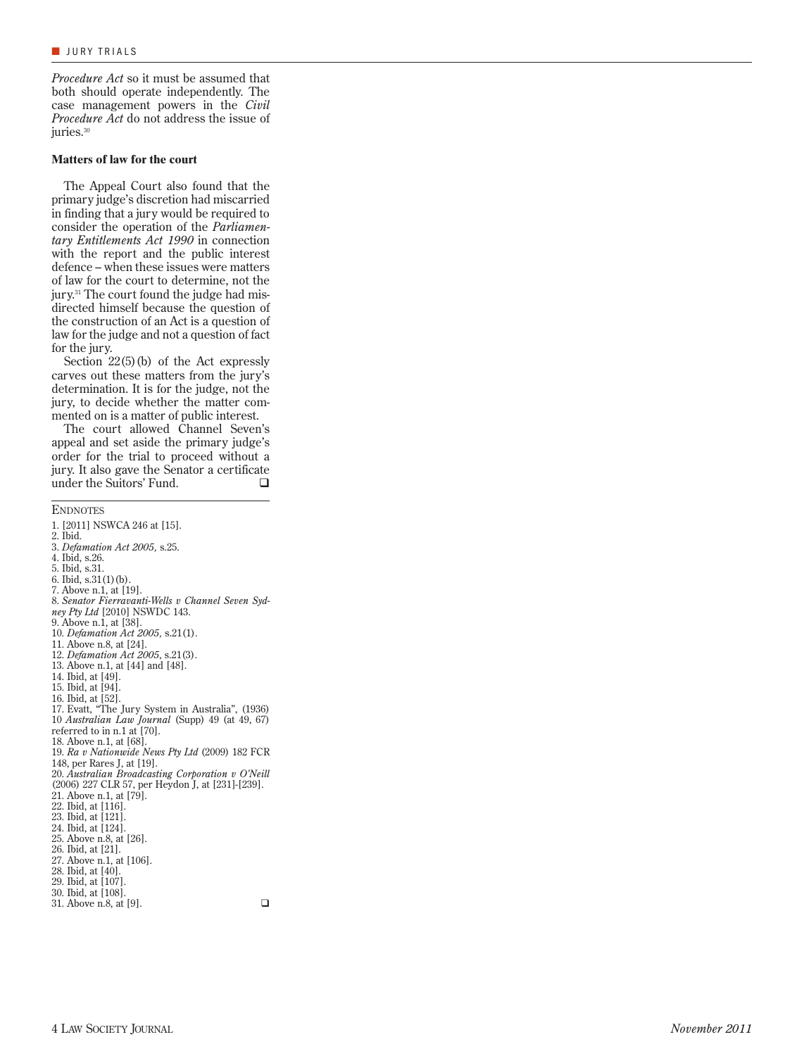*Procedure Act* so it must be assumed that both should operate independently. The case management powers in the *Civil Procedure Act* do not address the issue of juries.[30]

**Matters of law for the court**

The Appeal Court also found that the primary judge's discretion had miscarried in finding that a jury would be required to consider the operation of the *Parliamentary Entitlements Act 1990* in connection with the report and the public interest defence – when these issues were matters of law for the court to determine, not the jury.[31] The court found the judge had misdirected himself because the question of the construction of an Act is a question of law for the judge and not a question of fact for the jury.

Section 22(5)(b) of the Act expressly carves out these matters from the jury's determination. It is for the judge, not the jury, to decide whether the matter commented on is a matter of public interest.

The court allowed Channel Seven's appeal and set aside the primary judge's order for the trial to proceed without a jury. It also gave the Senator a certificate under the Suitors' Fund. ❑

ENDNOTES

1. [2011] NSWCA 246 at [15].
2. Ibid.
3. *Defamation Act 2005,* s.25.
4. Ibid, s.26.
5. Ibid, s.31.
6. Ibid, s.31(1)(b).
7. Above n.1, at [19].
8. *Senator Fierravanti-Wells v Channel Seven Sydney Pty Ltd* [2010] NSWDC 143.
9. Above n.1, at [38].
10. *Defamation Act 2005,* s.21(1).
11. Above n.8, at [24].
12. *Defamation Act 2005*, s.21(3).
13. Above n.1, at [44] and [48].
14. Ibid, at [49].
15. Ibid, at [94].
16. Ibid, at [52].
17. Evatt, "The Jury System in Australia", (1936) 10 *Australian Law Journal* (Supp) 49 (at 49, 67) referred to in n.1 at [70].
18. Above n.1, at [68].
19. *Ra v Nationwide News Pty Ltd* (2009) 182 FCR 148, per Rares J, at [19].
20. *Australian Broadcasting Corporation v O'Neill* (2006) 227 CLR 57, per Heydon J, at [231]-[239].
21. Above n.1, at [79].
22. Ibid, at [116].
23. Ibid, at [121].
24. Ibid, at [124].
25. Above n.8, at [26].
26. Ibid, at [21].
27. Above n.1, at [106].
28. Ibid, at [40].
29. Ibid, at [107].
30. Ibid, at [108].
31. Above n.8, at [9]. ❑